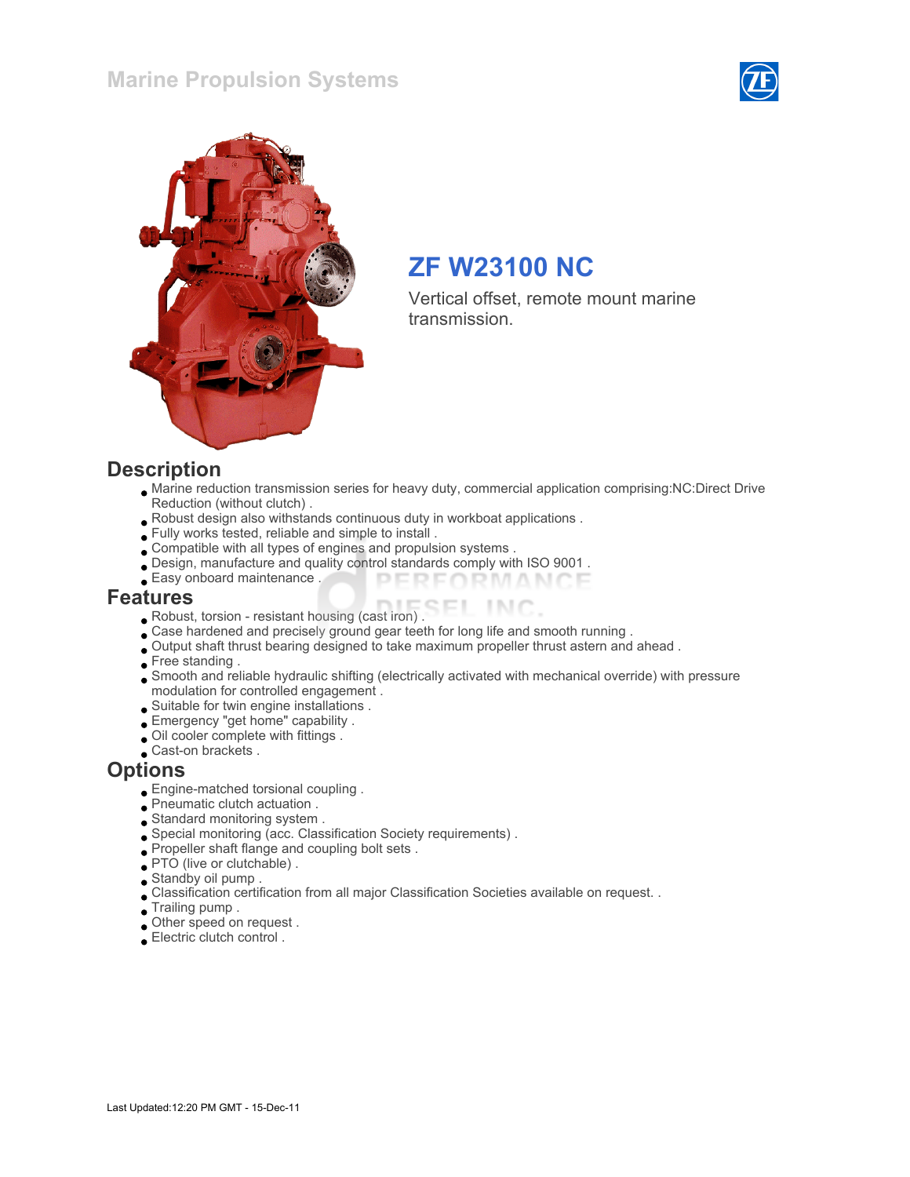Marine Propulsion Systems

# ZF W23100 NC

Vertical offset, remote mount marine transmission.

## Description

- Marine reduction transmission series for heavy duty, commercial application comprising:NC:Direct Drive Reduction (without clutch) .
- Robust design also withstands continuous duty in workboat applications .
- Fully works tested, reliable and simple to install .
- Compatible with all types of engines and propulsion systems .
- Design, manufacture and quality control standards comply with ISO 9001 .
- Easy onboard maintenance .

## Features

- Robust, torsion - resistant housing (cast iron) .
- Case hardened and precisely ground gear teeth for long life and smooth running .
- Output shaft thrust bearing designed to take maximum propeller thrust astern and ahead .
- Free standing .
- Smooth and reliable hydraulic shifting (electrically activated with mechanical override) with pressure modulation for controlled engagement .
- Suitable for twin engine installations .
- Emergency "get home" capability .
- Oil cooler complete with fittings .
- Cast-on brackets .

## Options

- Engine-matched torsional coupling .
- Pneumatic clutch actuation .
- Standard monitoring system .
- Special monitoring (acc. Classification Society requirements) .
- Propeller shaft flange and coupling bolt sets .
- PTO (live or clutchable) .
- Standby oil pump .
- Classification certification from all major Classification Societies available on request. .
- Trailing pump .
- Other speed on request .
- Electric clutch control .

Last Updated:12:20 PM GMT - 15-Dec-11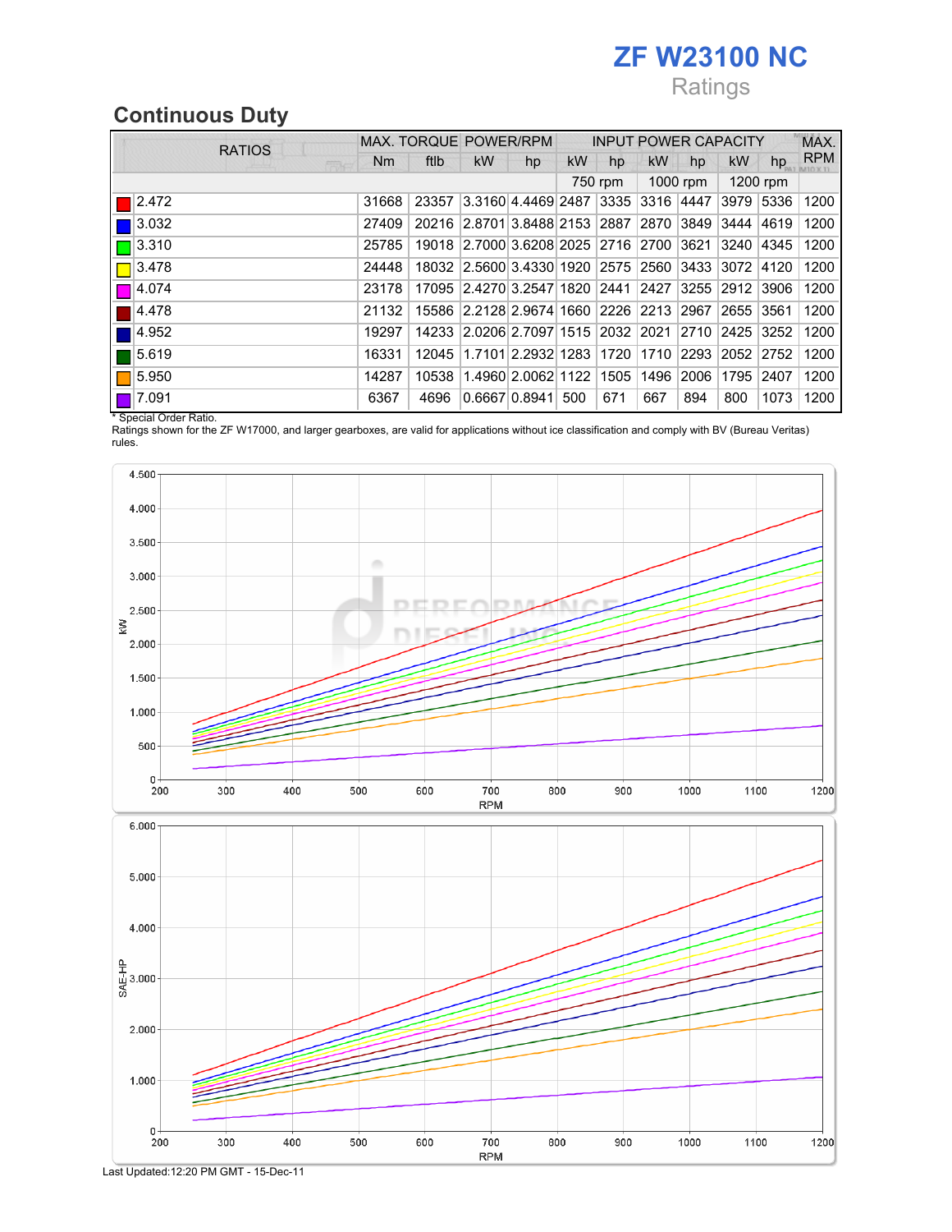# ZF W23100 NC

Ratings

## Continuous Duty

| RATIOS | MAX. TORQUE | | POWER/RPM | | INPUT POWER CAPACITY | | | | | | MAX. RPM |
|---|---|---|---|---|---|---|---|---|---|---|---|
| | Nm | ftlb | kW | hp | kW | hp | kW | hp | kW | hp | |
| | | | | | 750 rpm | | 1000 rpm | | 1200 rpm | | |
| 2.472 | 31668 | 23357 | 3.3160 | 4.4469 | 2487 | 3335 | 3316 | 4447 | 3979 | 5336 | 1200 |
| 3.032 | 27409 | 20216 | 2.8701 | 3.8488 | 2153 | 2887 | 2870 | 3849 | 3444 | 4619 | 1200 |
| 3.310 | 25785 | 19018 | 2.7000 | 3.6208 | 2025 | 2716 | 2700 | 3621 | 3240 | 4345 | 1200 |
| 3.478 | 24448 | 18032 | 2.5600 | 3.4330 | 1920 | 2575 | 2560 | 3433 | 3072 | 4120 | 1200 |
| 4.074 | 23178 | 17095 | 2.4270 | 3.2547 | 1820 | 2441 | 2427 | 3255 | 2912 | 3906 | 1200 |
| 4.478 | 21132 | 15586 | 2.2128 | 2.9674 | 1660 | 2226 | 2213 | 2967 | 2655 | 3561 | 1200 |
| 4.952 | 19297 | 14233 | 2.0206 | 2.7097 | 1515 | 2032 | 2021 | 2710 | 2425 | 3252 | 1200 |
| 5.619 | 16331 | 12045 | 1.7101 | 2.2932 | 1283 | 1720 | 1710 | 2293 | 2052 | 2752 | 1200 |
| 5.950 | 14287 | 10538 | 1.4960 | 2.0062 | 1122 | 1505 | 1496 | 2006 | 1795 | 2407 | 1200 |
| 7.091 | 6367 | 4696 | 0.6667 | 0.8941 | 500 | 671 | 667 | 894 | 800 | 1073 | 1200 |

* Special Order Ratio.
Ratings shown for the ZF W17000, and larger gearboxes, are valid for applications without ice classification and comply with BV (Bureau Veritas) rules.

Last Updated:12:20 PM GMT - 15-Dec-11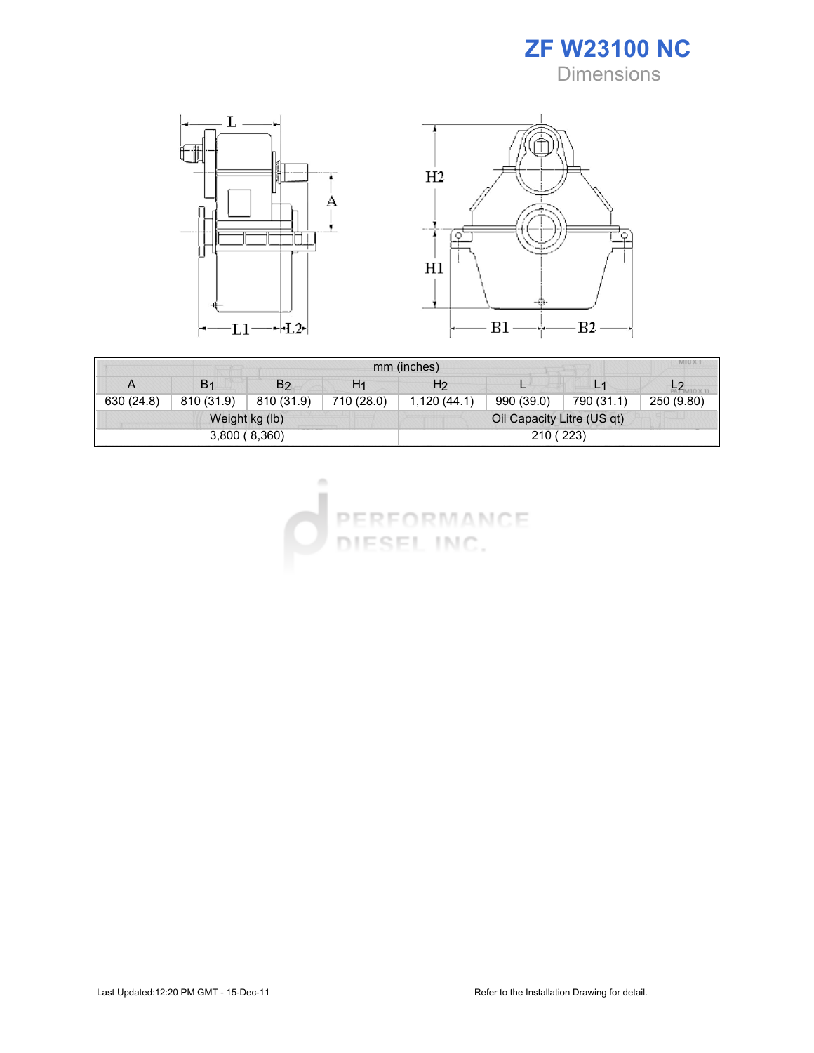# ZF W23100 NC

## Dimensions

| mm (inches) | | | | | | | |
|---|---|---|---|---|---|---|---|
| A | $B_1$ | $B_2$ | $H_1$ | $H_2$ | L | $L_1$ | $L_2$ |
| 630 (24.8) | 810 (31.9) | 810 (31.9) | 710 (28.0) | 1,120 (44.1) | 990 (39.0) | 790 (31.1) | 250 (9.80) |

| Weight kg (lb) | Oil Capacity Litre (US qt) |
|---|---|
| 3,800 ( 8,360) | 210 ( 223) |

Last Updated:12:20 PM GMT - 15-Dec-11

Refer to the Installation Drawing for detail.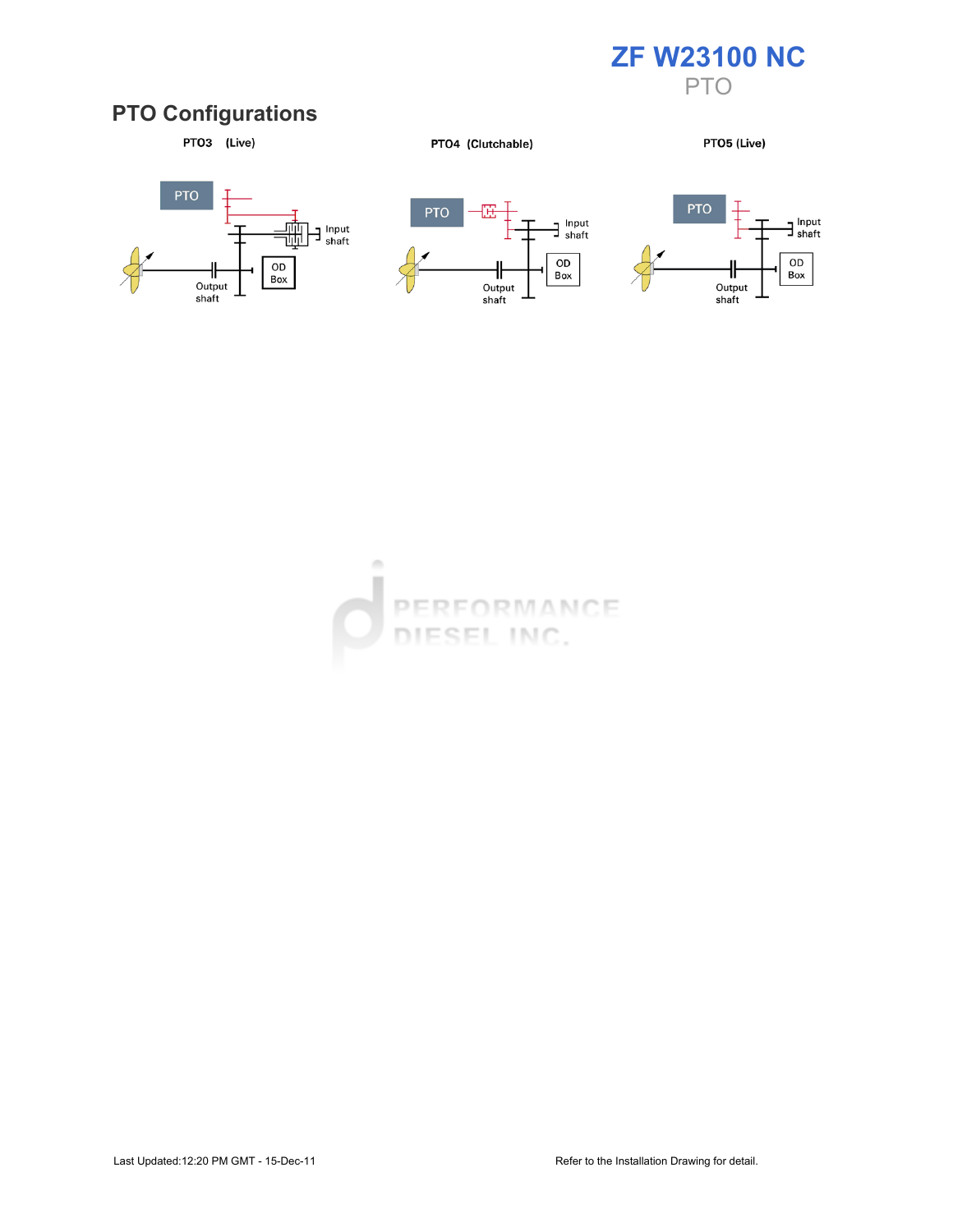# ZF W23100 NC

PTO

## PTO Configurations

**PTO3 (Live)**

PTO

Input shaft

OD Box

Output shaft

**PTO4 (Clutchable)**

PTO

Input shaft

OD Box

Output shaft

**PTO5 (Live)**

PTO

Input shaft

OD Box

Output shaft

Last Updated:12:20 PM GMT - 15-Dec-11

Refer to the Installation Drawing for detail.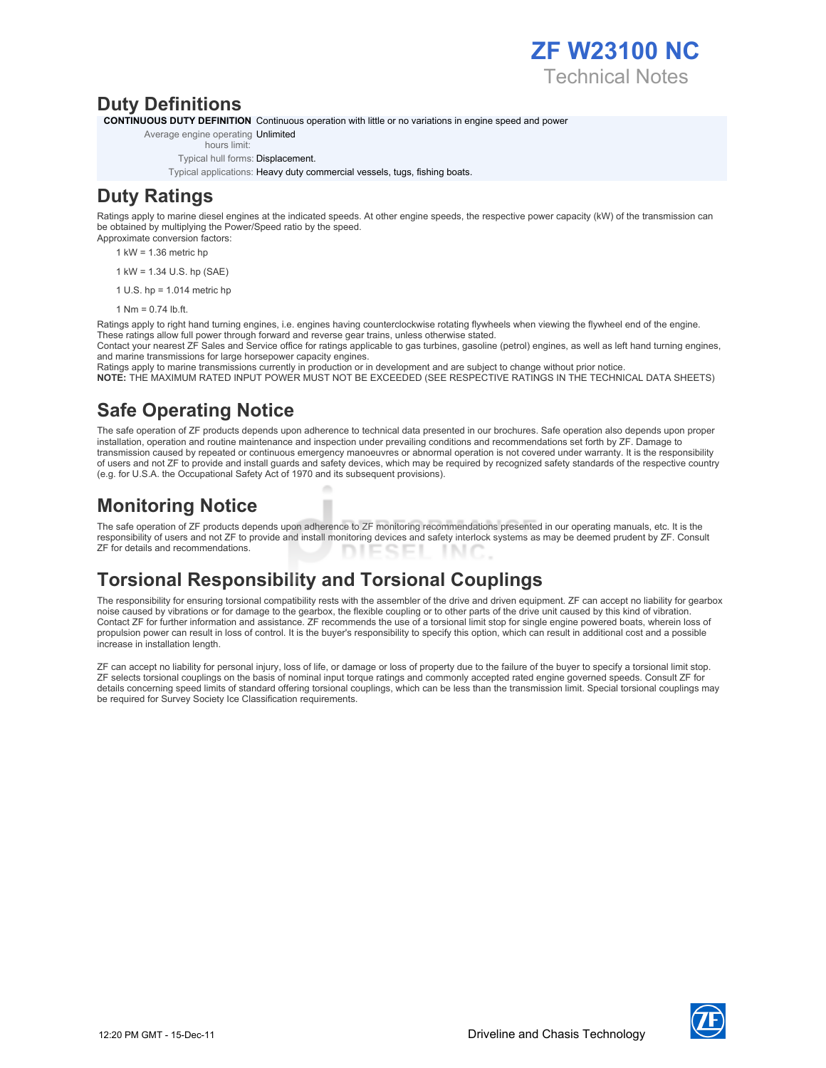# ZF W23100 NC

Technical Notes

## Duty Definitions

| | |
|---|---|
| **CONTINUOUS DUTY DEFINITION** | Continuous operation with little or no variations in engine speed and power |
| Average engine operating hours limit: | Unlimited |
| Typical hull forms: | Displacement. |
| Typical applications: | Heavy duty commercial vessels, tugs, fishing boats. |

## Duty Ratings

Ratings apply to marine diesel engines at the indicated speeds. At other engine speeds, the respective power capacity (kW) of the transmission can be obtained by multiplying the Power/Speed ratio by the speed.
Approximate conversion factors:

1 kW = 1.36 metric hp

1 kW = 1.34 U.S. hp (SAE)

1 U.S. hp = 1.014 metric hp

1 Nm = 0.74 lb.ft.

Ratings apply to right hand turning engines, i.e. engines having counterclockwise rotating flywheels when viewing the flywheel end of the engine. These ratings allow full power through forward and reverse gear trains, unless otherwise stated.
Contact your nearest ZF Sales and Service office for ratings applicable to gas turbines, gasoline (petrol) engines, as well as left hand turning engines, and marine transmissions for large horsepower capacity engines.
Ratings apply to marine transmissions currently in production or in development and are subject to change without prior notice.
**NOTE:** THE MAXIMUM RATED INPUT POWER MUST NOT BE EXCEEDED (SEE RESPECTIVE RATINGS IN THE TECHNICAL DATA SHEETS)

## Safe Operating Notice

The safe operation of ZF products depends upon adherence to technical data presented in our brochures. Safe operation also depends upon proper installation, operation and routine maintenance and inspection under prevailing conditions and recommendations set forth by ZF. Damage to transmission caused by repeated or continuous emergency manoeuvres or abnormal operation is not covered under warranty. It is the responsibility of users and not ZF to provide and install guards and safety devices, which may be required by recognized safety standards of the respective country (e.g. for U.S.A. the Occupational Safety Act of 1970 and its subsequent provisions).

## Monitoring Notice

The safe operation of ZF products depends upon adherence to ZF monitoring recommendations presented in our operating manuals, etc. It is the responsibility of users and not ZF to provide and install monitoring devices and safety interlock systems as may be deemed prudent by ZF. Consult ZF for details and recommendations.

## Torsional Responsibility and Torsional Couplings

The responsibility for ensuring torsional compatibility rests with the assembler of the drive and driven equipment. ZF can accept no liability for gearbox noise caused by vibrations or for damage to the gearbox, the flexible coupling or to other parts of the drive unit caused by this kind of vibration. Contact ZF for further information and assistance. ZF recommends the use of a torsional limit stop for single engine powered boats, wherein loss of propulsion power can result in loss of control. It is the buyer's responsibility to specify this option, which can result in additional cost and a possible increase in installation length.

ZF can accept no liability for personal injury, loss of life, or damage or loss of property due to the failure of the buyer to specify a torsional limit stop. ZF selects torsional couplings on the basis of nominal input torque ratings and commonly accepted rated engine governed speeds. Consult ZF for details concerning speed limits of standard offering torsional couplings, which can be less than the transmission limit. Special torsional couplings may be required for Survey Society Ice Classification requirements.